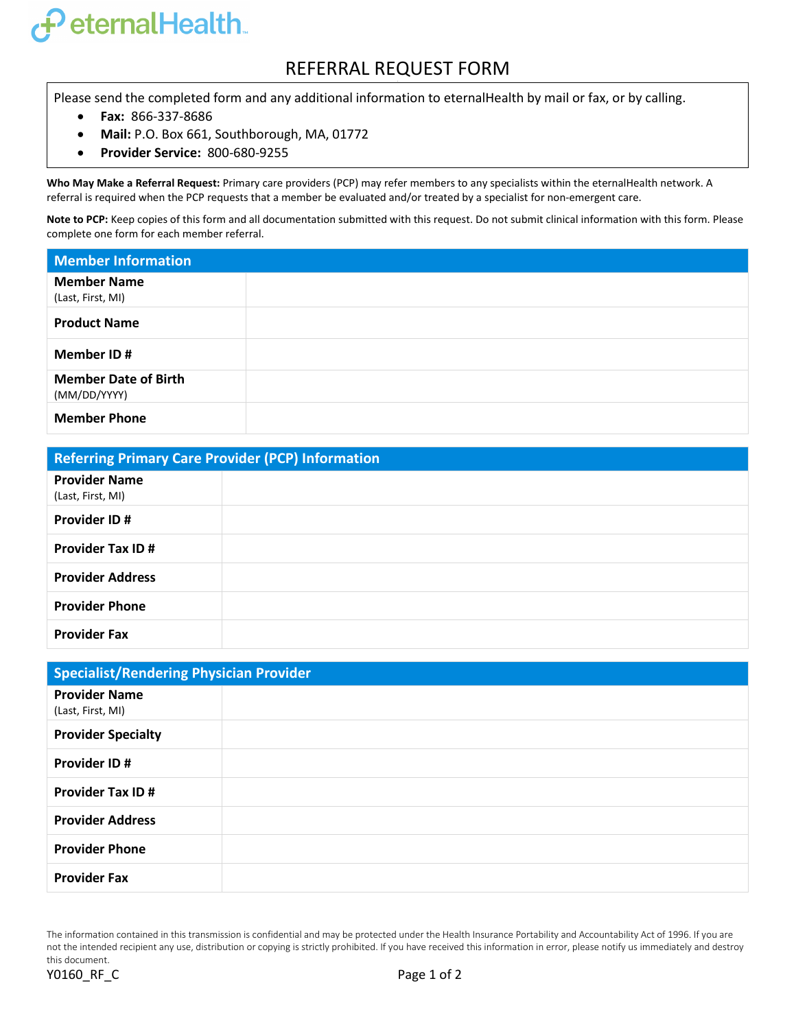eternalHealth

# REFERRAL REQUEST FORM

Please send the completed form and any additional information to eternalHealth by mail or fax, or by calling.

- **Fax:** 866-337-8686
- **Mail:** P.O. Box 661, Southborough, MA, 01772
- **Provider Service:** 800-680-9255

**Who May Make a Referral Request:** Primary care providers (PCP) may refer members to any specialists within the eternalHealth network. A referral is required when the PCP requests that a member be evaluated and/or treated by a specialist for non-emergent care.

**Note to PCP:** Keep copies of this form and all documentation submitted with this request. Do not submit clinical information with this form. Please complete one form for each member referral.

| Member Information | |
|---|---|
| **Member Name** (Last, First, MI) | |
| **Product Name** | |
| **Member ID #** | |
| **Member Date of Birth** (MM/DD/YYYY) | |
| **Member Phone** | |

| Referring Primary Care Provider (PCP) Information | |
|---|---|
| **Provider Name** (Last, First, MI) | |
| **Provider ID #** | |
| **Provider Tax ID #** | |
| **Provider Address** | |
| **Provider Phone** | |
| **Provider Fax** | |

| Specialist/Rendering Physician Provider | |
|---|---|
| **Provider Name** (Last, First, MI) | |
| **Provider Specialty** | |
| **Provider ID #** | |
| **Provider Tax ID #** | |
| **Provider Address** | |
| **Provider Phone** | |
| **Provider Fax** | |

The information contained in this transmission is confidential and may be protected under the Health Insurance Portability and Accountability Act of 1996. If you are not the intended recipient any use, distribution or copying is strictly prohibited. If you have received this information in error, please notify us immediately and destroy this document.

Y0160_RF_C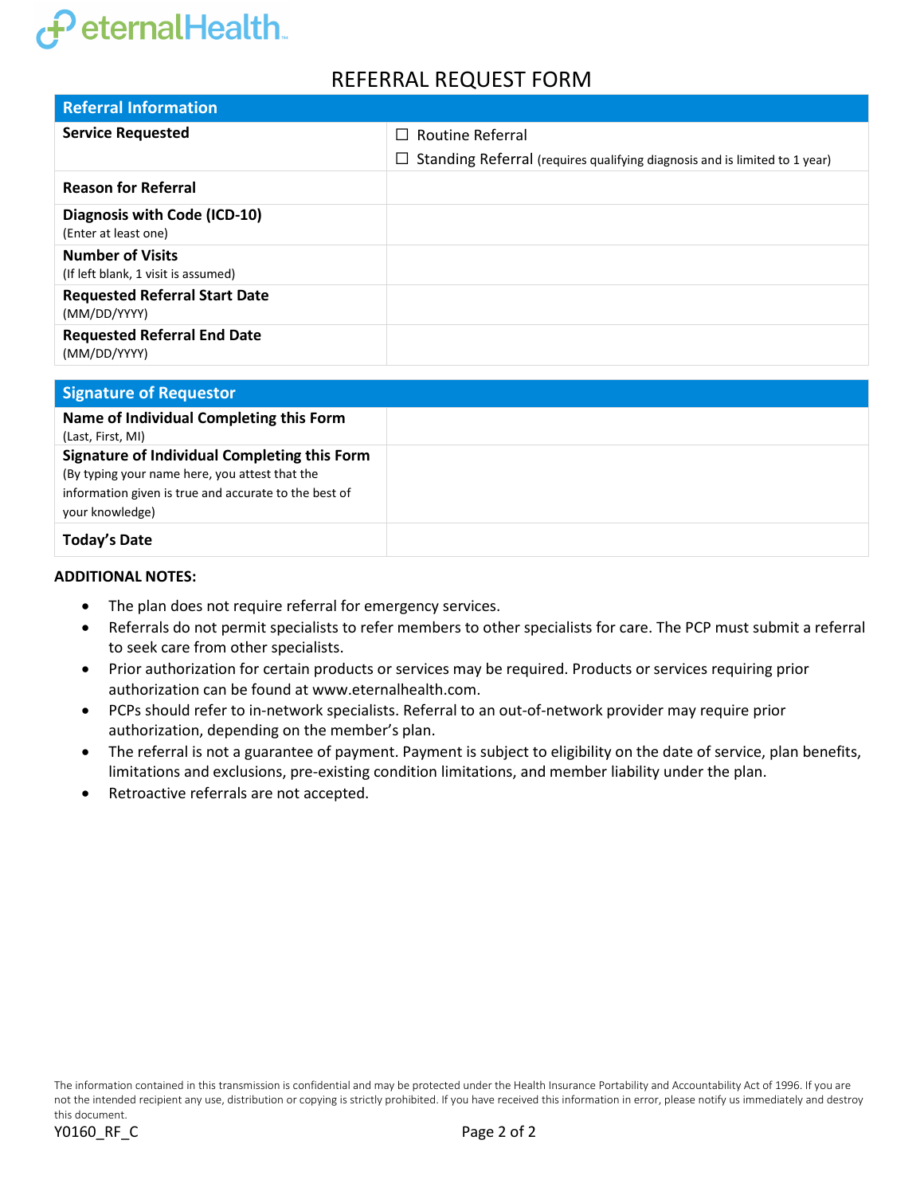eternalHealth

# REFERRAL REQUEST FORM

| Referral Information | |
|---|---|
| **Service Requested** | ☐ Routine Referral<br>☐ Standing Referral (requires qualifying diagnosis and is limited to 1 year) |
| **Reason for Referral** | |
| **Diagnosis with Code (ICD-10)**<br>(Enter at least one) | |
| **Number of Visits**<br>(If left blank, 1 visit is assumed) | |
| **Requested Referral Start Date**<br>(MM/DD/YYYY) | |
| **Requested Referral End Date**<br>(MM/DD/YYYY) | |

| Signature of Requestor | |
|---|---|
| **Name of Individual Completing this Form**<br>(Last, First, MI) | |
| **Signature of Individual Completing this Form**<br>(By typing your name here, you attest that the information given is true and accurate to the best of your knowledge) | |
| **Today's Date** | |

**ADDITIONAL NOTES:**

- The plan does not require referral for emergency services.
- Referrals do not permit specialists to refer members to other specialists for care. The PCP must submit a referral to seek care from other specialists.
- Prior authorization for certain products or services may be required. Products or services requiring prior authorization can be found at www.eternalhealth.com.
- PCPs should refer to in-network specialists. Referral to an out-of-network provider may require prior authorization, depending on the member's plan.
- The referral is not a guarantee of payment. Payment is subject to eligibility on the date of service, plan benefits, limitations and exclusions, pre-existing condition limitations, and member liability under the plan.
- Retroactive referrals are not accepted.

The information contained in this transmission is confidential and may be protected under the Health Insurance Portability and Accountability Act of 1996. If you are not the intended recipient any use, distribution or copying is strictly prohibited. If you have received this information in error, please notify us immediately and destroy this document.

Y0160_RF_C